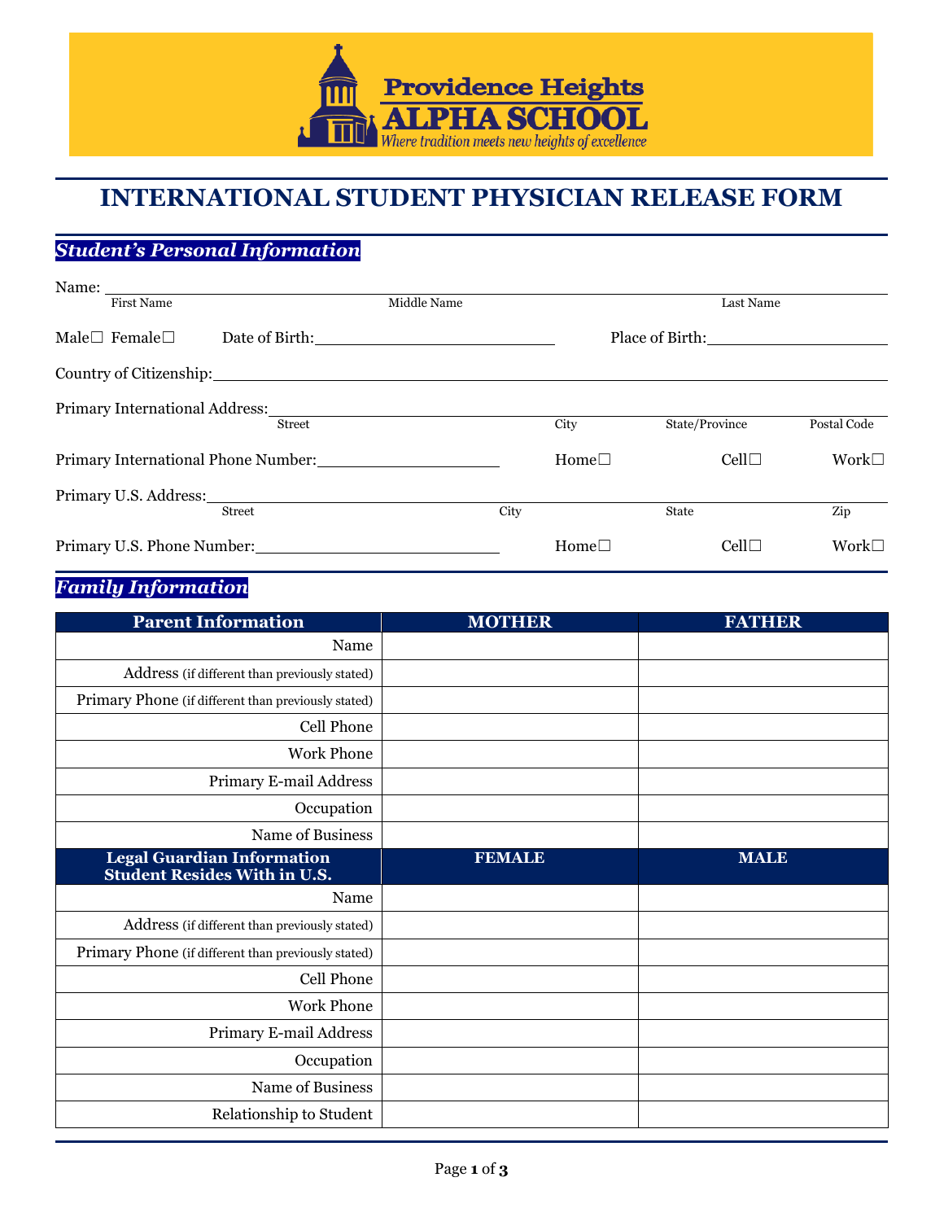Providence Heights
ALPHA SCHOOL
*Where tradition meets new heights of excellence*

# INTERNATIONAL STUDENT PHYSICIAN RELEASE FORM

## *Student's Personal Information*

Name: ______________________________________________________________
First Name Middle Name Last Name

Male☐ Female☐ Date of Birth:____________________ Place of Birth:____________________

Country of Citizenship:______________________________________________

Primary International Address:______________________________________________
Street City State/Province Postal Code

Primary International Phone Number:____________________ Home☐ Cell☐ Work☐

Primary U.S. Address:______________________________________________
Street City State Zip

Primary U.S. Phone Number:____________________ Home☐ Cell☐ Work☐

## *Family Information*

| Parent Information | MOTHER | FATHER |
|---|---|---|
| Name | | |
| Address (if different than previously stated) | | |
| Primary Phone (if different than previously stated) | | |
| Cell Phone | | |
| Work Phone | | |
| Primary E-mail Address | | |
| Occupation | | |
| Name of Business | | |
| **Legal Guardian Information Student Resides With in U.S.** | **FEMALE** | **MALE** |
| Name | | |
| Address (if different than previously stated) | | |
| Primary Phone (if different than previously stated) | | |
| Cell Phone | | |
| Work Phone | | |
| Primary E-mail Address | | |
| Occupation | | |
| Name of Business | | |
| Relationship to Student | | |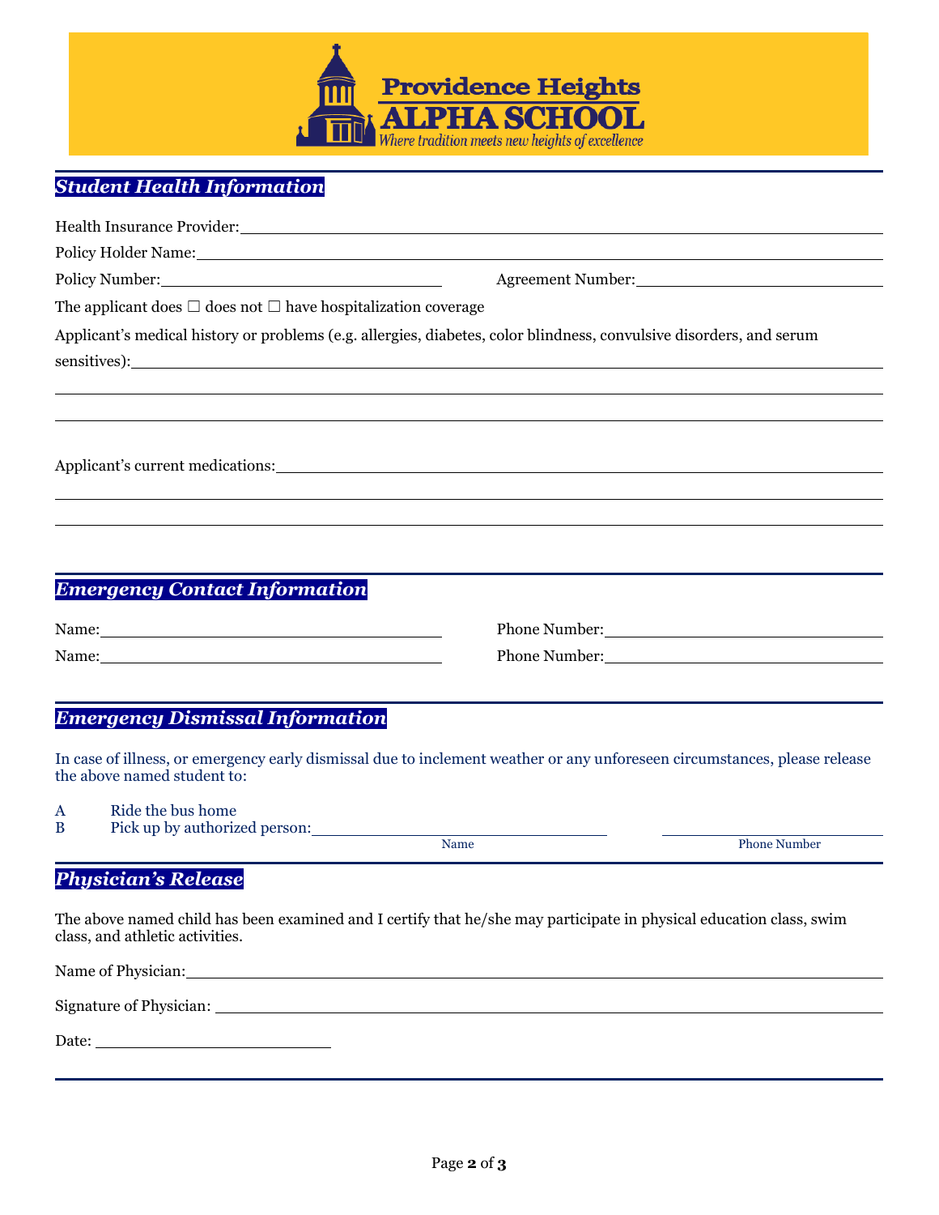**Providence Heights ALPHA SCHOOL**

*Where tradition meets new heights of excellence*

## *Student Health Information*

Health Insurance Provider: ______________________________

Policy Holder Name: ______________________________

Policy Number: ______________________________ Agreement Number: ______________________________

The applicant does ☐ does not ☐ have hospitalization coverage

Applicant's medical history or problems (e.g. allergies, diabetes, color blindness, convulsive disorders, and serum sensitives): ______________________________

______________________________

______________________________

Applicant's current medications: ______________________________

______________________________

______________________________

## *Emergency Contact Information*

Name: ______________________________ Phone Number: ______________________________

Name: ______________________________ Phone Number: ______________________________

## *Emergency Dismissal Information*

In case of illness, or emergency early dismissal due to inclement weather or any unforeseen circumstances, please release the above named student to:

A Ride the bus home

B Pick up by authorized person: ______________________________ ______________________________

Name Phone Number

## *Physician's Release*

The above named child has been examined and I certify that he/she may participate in physical education class, swim class, and athletic activities.

Name of Physician: ______________________________

Signature of Physician: ______________________________

Date: ______________________________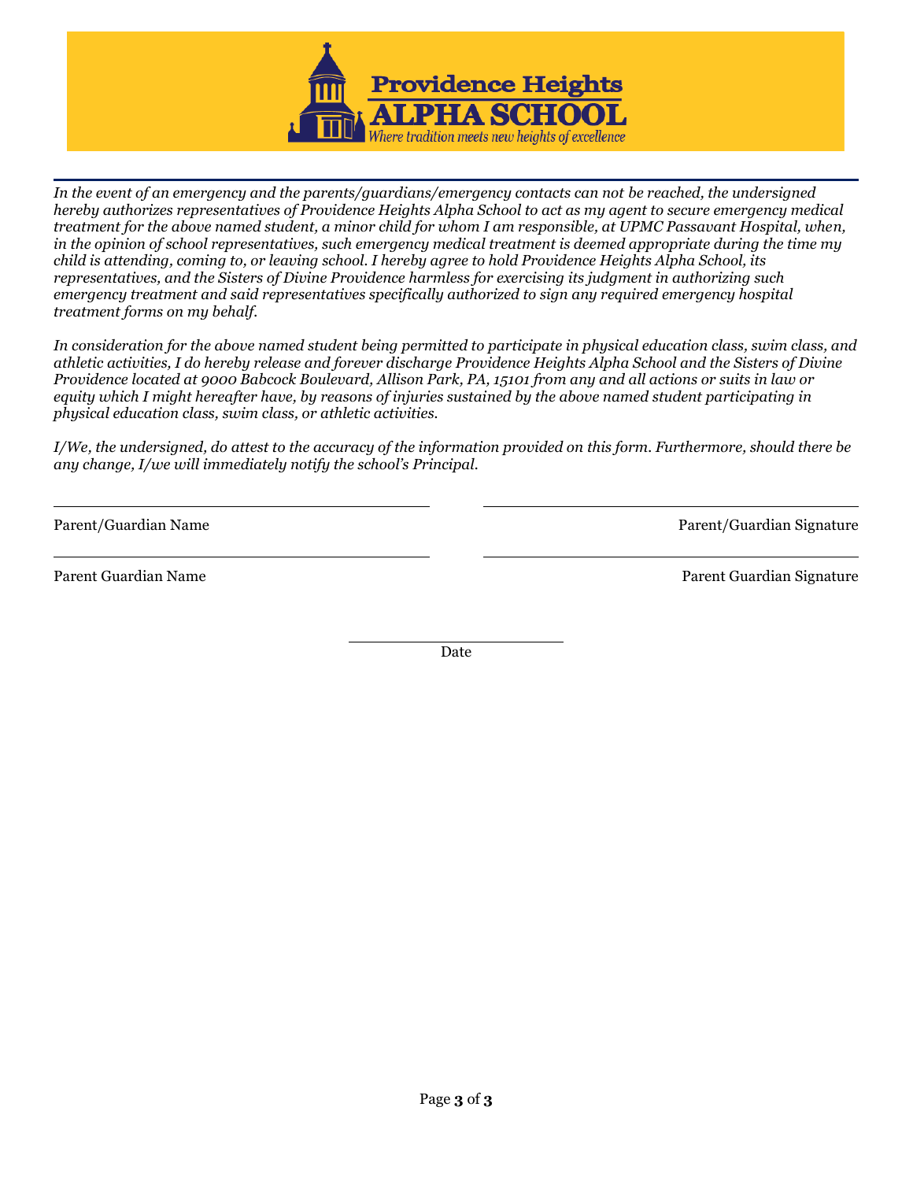**Providence Heights ALPHA SCHOOL**

*Where tradition meets new heights of excellence*

---

*In the event of an emergency and the parents/guardians/emergency contacts can not be reached, the undersigned hereby authorizes representatives of Providence Heights Alpha School to act as my agent to secure emergency medical treatment for the above named student, a minor child for whom I am responsible, at UPMC Passavant Hospital, when, in the opinion of school representatives, such emergency medical treatment is deemed appropriate during the time my child is attending, coming to, or leaving school. I hereby agree to hold Providence Heights Alpha School, its representatives, and the Sisters of Divine Providence harmless for exercising its judgment in authorizing such emergency treatment and said representatives specifically authorized to sign any required emergency hospital treatment forms on my behalf.*

*In consideration for the above named student being permitted to participate in physical education class, swim class, and athletic activities, I do hereby release and forever discharge Providence Heights Alpha School and the Sisters of Divine Providence located at 9000 Babcock Boulevard, Allison Park, PA, 15101 from any and all actions or suits in law or equity which I might hereafter have, by reasons of injuries sustained by the above named student participating in physical education class, swim class, or athletic activities.*

*I/We, the undersigned, do attest to the accuracy of the information provided on this form. Furthermore, should there be any change, I/we will immediately notify the school's Principal.*

\_\_\_\_\_\_\_\_\_\_\_\_\_\_\_\_\_\_\_\_\_\_\_\_\_\_\_\_\_\_ \_\_\_\_\_\_\_\_\_\_\_\_\_\_\_\_\_\_\_\_\_\_\_\_\_\_\_\_\_\_

Parent/Guardian Name Parent/Guardian Signature

\_\_\_\_\_\_\_\_\_\_\_\_\_\_\_\_\_\_\_\_\_\_\_\_\_\_\_\_\_\_ \_\_\_\_\_\_\_\_\_\_\_\_\_\_\_\_\_\_\_\_\_\_\_\_\_\_\_\_\_\_

Parent Guardian Name Parent Guardian Signature

\_\_\_\_\_\_\_\_\_\_\_\_\_\_\_\_\_\_\_\_

Date